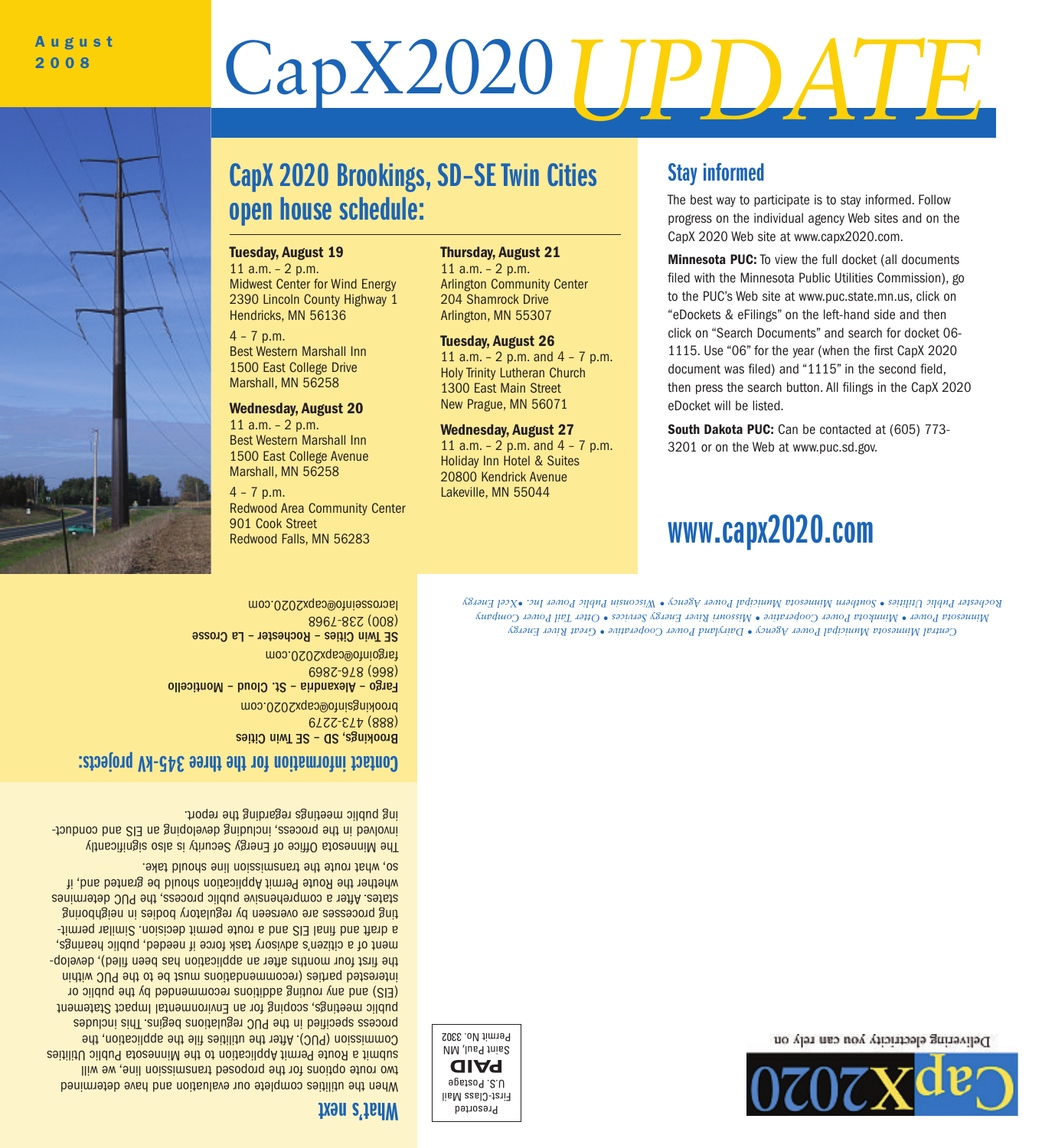August 2008

# CapX2020 UPDATE

## CapX 2020 Brookings, SD–SE Twin Cities open house schedule:

**Tuesday, August 19**
11 a.m. – 2 p.m.
Midwest Center for Wind Energy
2390 Lincoln County Highway 1
Hendricks, MN 56136

4 – 7 p.m.
Best Western Marshall Inn
1500 East College Drive
Marshall, MN 56258

**Wednesday, August 20**
11 a.m. – 2 p.m.
Best Western Marshall Inn
1500 East College Avenue
Marshall, MN 56258

4 – 7 p.m.
Redwood Area Community Center
901 Cook Street
Redwood Falls, MN 56283

**Thursday, August 21**
11 a.m. – 2 p.m.
Arlington Community Center
204 Shamrock Drive
Arlington, MN 55307

**Tuesday, August 26**
11 a.m. – 2 p.m. and 4 – 7 p.m.
Holy Trinity Lutheran Church
1300 East Main Street
New Prague, MN 56071

**Wednesday, August 27**
11 a.m. – 2 p.m. and 4 – 7 p.m.
Holiday Inn Hotel & Suites
20800 Kendrick Avenue
Lakeville, MN 55044

## Stay informed

The best way to participate is to stay informed. Follow progress on the individual agency Web sites and on the CapX 2020 Web site at www.capx2020.com.

**Minnesota PUC:** To view the full docket (all documents filed with the Minnesota Public Utilities Commission), go to the PUC's Web site at www.puc.state.mn.us, click on "eDockets & eFilings" on the left-hand side and then click on "Search Documents" and search for docket 06-1115. Use "06" for the year (when the first CapX 2020 document was filed) and "1115" in the second field, then press the search button. All filings in the CapX 2020 eDocket will be listed.

**South Dakota PUC:** Can be contacted at (605) 773-3201 or on the Web at www.puc.sd.gov.

## www.capx2020.com

*Central Minnesota Municipal Power Agency • Dairyland Power Cooperative • Great River Energy*
*Minnesota Power • Minnkota Power Cooperative • Missouri River Energy Services • Otter Tail Power Company*
*Rochester Public Utilities • Southern Minnesota Municipal Power Agency • Wisconsin Public Power Inc. • Xcel Energy*

## What's next

When the utilities complete our evaluation and have determined two route options for the proposed transmission line, we will submit a Route Permit Application to the Minnesota Public Utilities Commission (PUC). After the utilities file the application, the process specified in the PUC regulations begins. This includes public meetings, scoping for an Environmental Impact Statement (EIS) and any routing additions recommended by the public or interested parties (recommendations must be to the PUC within the first four months after an application has been filed), development of a citizen's advisory task force if needed, public hearings, a draft and final EIS and a route permit decision. Similar permitting processes are overseen by regulatory bodies in neighboring states. After a comprehensive public process, the PUC determines whether the Route Permit Application should be granted and, if so, what route the transmission line should take.

The Minnesota Office of Energy Security is also significantly involved in the process, including developing an EIS and conducting public meetings regarding the report.

## Contact information for the three 345-kV projects:

**Brookings, SD – SE Twin Cities**
(888) 473-2279
brookingsinfo@capx2020.com

**Fargo – Alexandria – St. Cloud – Monticello**
(866) 876-2869
fargoinfo@capx2020.com

**SE Twin Cities – Rochester – La Crosse**
(800) 238-7968
lacrosseinfo@capx2020.com

Presorted
First-Class Mail
U.S. Postage
**PAID**
Saint Paul, MN
Permit No. 3302

CapX2020
Delivering electricity you can rely on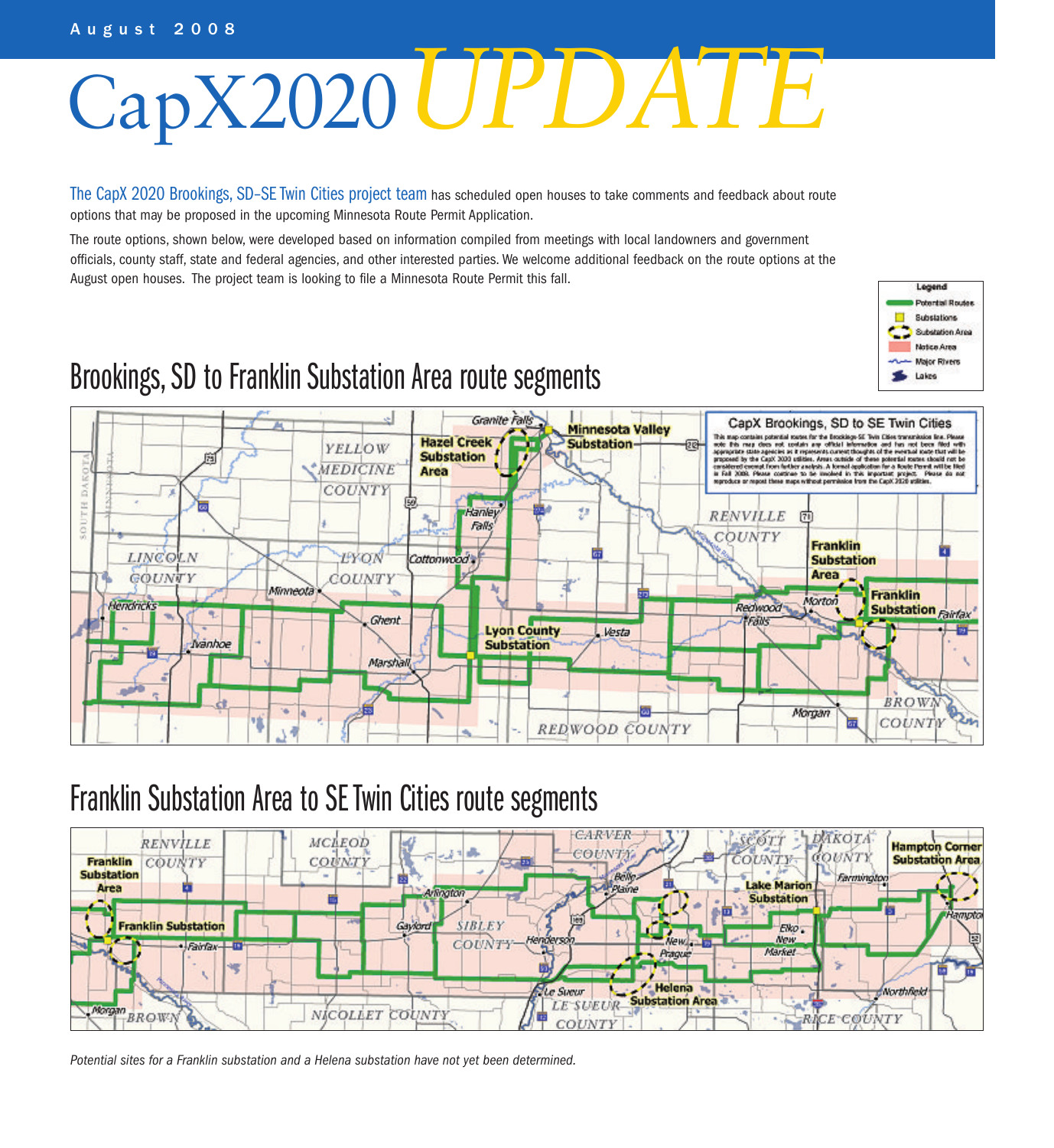August 2008

# CapX2020 *UPDATE*

The CapX 2020 Brookings, SD–SE Twin Cities project team has scheduled open houses to take comments and feedback about route options that may be proposed in the upcoming Minnesota Route Permit Application.

The route options, shown below, were developed based on information compiled from meetings with local landowners and government officials, county staff, state and federal agencies, and other interested parties. We welcome additional feedback on the route options at the August open houses. The project team is looking to file a Minnesota Route Permit this fall.

## Brookings, SD to Franklin Substation Area route segments

Legend
Potential Routes
Substations
Substation Area
Notice Area
Major Rivers
Lakes

CapX Brookings, SD to SE Twin Cities

This map contains potential routes for the Brookings-SE Twin Cities transmission line. Please note this map does not contain any official information and has not been filed with appropriate state agencies as it represents current thoughts of the eventual route that will be proposed by the CapX 2020 utilities. Areas outside of these potential routes should not be considered exempt from further analysis. A formal application for a Route Permit will be filed in Fall 2008. Please continue to be involved in this important project. Please do not reproduce or repost these maps without permission from the CapX 2020 utilities.

Granite Falls
Minnesota Valley Substation
Hazel Creek Substation Area
YELLOW MEDICINE COUNTY
Hanley Falls
Cottonwood
LINCOLN COUNTY
LYON COUNTY
Minneota
Hendricks
Ivanhoe
Ghent
Marshall
Lyon County Substation
Vesta
RENVILLE COUNTY
Franklin Substation Area
Franklin Substation
Redwood Falls
Morton
Fairfax
Morgan
BROWN COUNTY
REDWOOD COUNTY
SOUTH DAKOTA
MINNESOTA

## Franklin Substation Area to SE Twin Cities route segments

Franklin Substation Area
RENVILLE COUNTY
Franklin Substation
Fairfax
Morgan
BROWN
MCLEOD COUNTY
NICOLLET COUNTY
CARVER COUNTY
Arlington
Gaylord
SIBLEY COUNTY
Henderson
Belle Plaine
Le Sueur
LE SUEUR COUNTY
New Prague
Helena Substation Area
SCOTT COUNTY
Lake Marion Substation
Elko
New Market
DAKOTA COUNTY
Farmington
Hampton Corner Substation Area
Hampton
Northfield
RICE COUNTY

*Potential sites for a Franklin substation and a Helena substation have not yet been determined.*